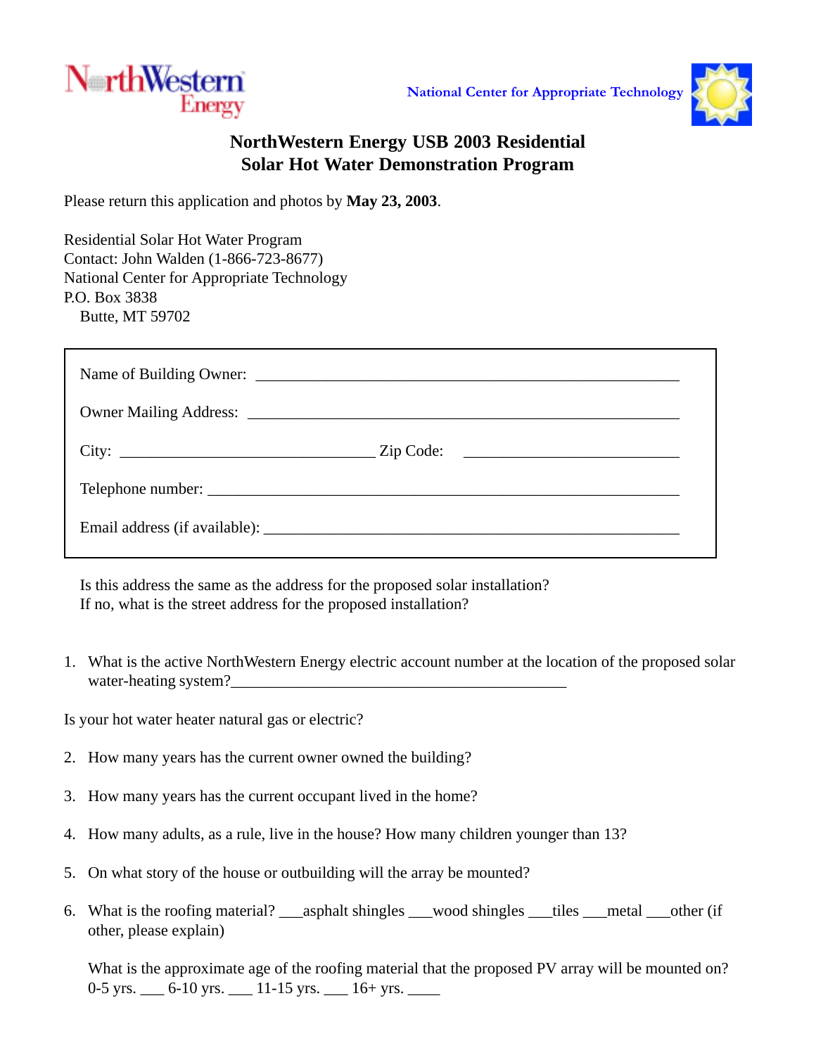NorthWestern Energy

National Center for Appropriate Technology

# NorthWestern Energy USB 2003 Residential Solar Hot Water Demonstration Program

Please return this application and photos by **May 23, 2003**.

Residential Solar Hot Water Program
Contact: John Walden (1-866-723-8677)
National Center for Appropriate Technology
P.O. Box 3838
Butte, MT 59702

Name of Building Owner: ____________________________________________________

Owner Mailing Address: ____________________________________________________

City: ________________________________ Zip Code: ___________________________

Telephone number: _________________________________________________________

Email address (if available): _________________________________________________

Is this address the same as the address for the proposed solar installation?
If no, what is the street address for the proposed installation?

1. What is the active NorthWestern Energy electric account number at the location of the proposed solar water-heating system?___________________________________________

Is your hot water heater natural gas or electric?

2. How many years has the current owner owned the building?

3. How many years has the current occupant lived in the home?

4. How many adults, as a rule, live in the house? How many children younger than 13?

5. On what story of the house or outbuilding will the array be mounted?

6. What is the roofing material? ___asphalt shingles ___wood shingles ___tiles ___metal ___other (if other, please explain)

   What is the approximate age of the roofing material that the proposed PV array will be mounted on?
   0-5 yrs. ___ 6-10 yrs. ___ 11-15 yrs. ___ 16+ yrs. ____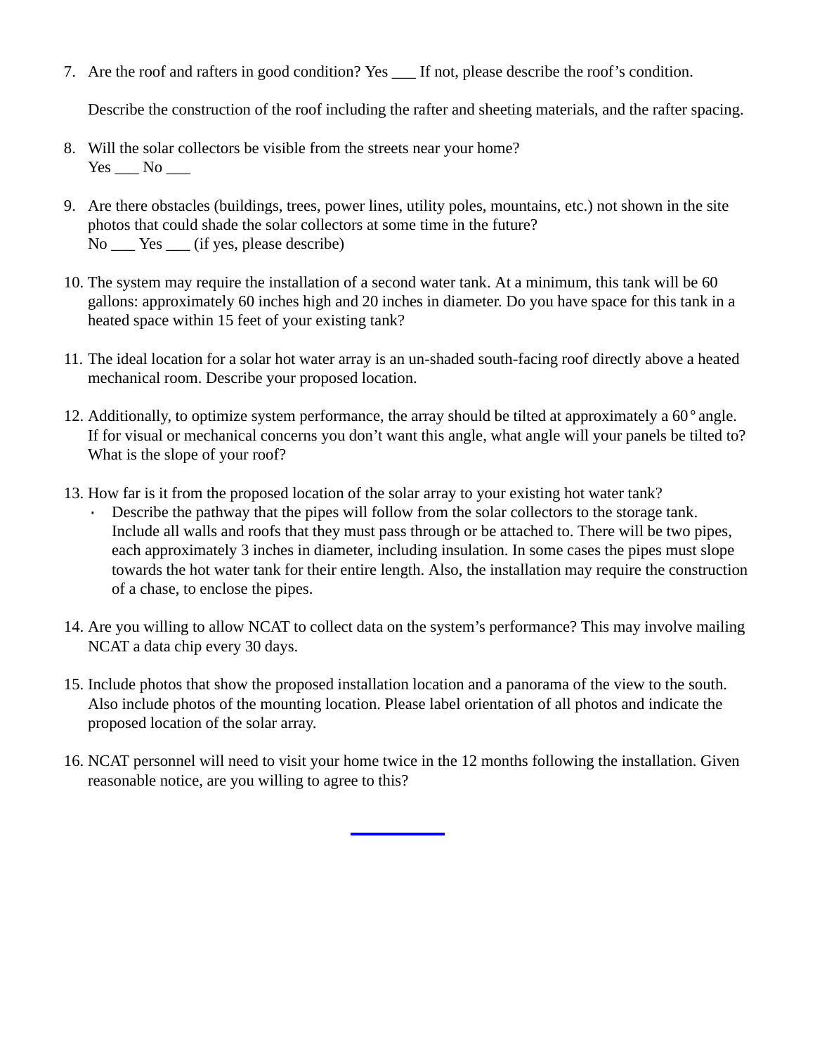7. Are the roof and rafters in good condition? Yes ___ If not, please describe the roof's condition.

   Describe the construction of the roof including the rafter and sheeting materials, and the rafter spacing.

8. Will the solar collectors be visible from the streets near your home?
   Yes ___ No ___

9. Are there obstacles (buildings, trees, power lines, utility poles, mountains, etc.) not shown in the site photos that could shade the solar collectors at some time in the future?
   No ___ Yes ___ (if yes, please describe)

10. The system may require the installation of a second water tank. At a minimum, this tank will be 60 gallons: approximately 60 inches high and 20 inches in diameter. Do you have space for this tank in a heated space within 15 feet of your existing tank?

11. The ideal location for a solar hot water array is an un-shaded south-facing roof directly above a heated mechanical room. Describe your proposed location.

12. Additionally, to optimize system performance, the array should be tilted at approximately a 60° angle. If for visual or mechanical concerns you don't want this angle, what angle will your panels be tilted to? What is the slope of your roof?

13. How far is it from the proposed location of the solar array to your existing hot water tank?
    - Describe the pathway that the pipes will follow from the solar collectors to the storage tank. Include all walls and roofs that they must pass through or be attached to. There will be two pipes, each approximately 3 inches in diameter, including insulation. In some cases the pipes must slope towards the hot water tank for their entire length. Also, the installation may require the construction of a chase, to enclose the pipes.

14. Are you willing to allow NCAT to collect data on the system's performance? This may involve mailing NCAT a data chip every 30 days.

15. Include photos that show the proposed installation location and a panorama of the view to the south. Also include photos of the mounting location. Please label orientation of all photos and indicate the proposed location of the solar array.

16. NCAT personnel will need to visit your home twice in the 12 months following the installation. Given reasonable notice, are you willing to agree to this?